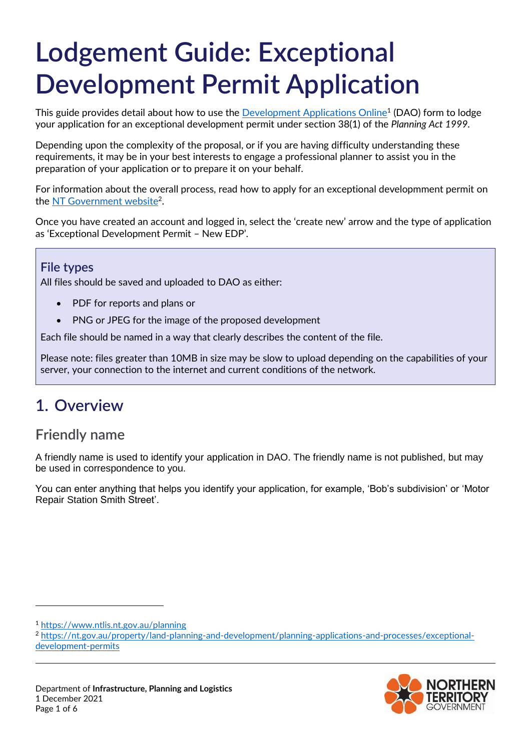# Lodgement Guide: Exceptional Development Permit Application

This guide provides detail about how to use the Development Applications Online[1] (DAO) form to lodge your application for an exceptional development permit under section 38(1) of the *Planning Act 1999*.

Depending upon the complexity of the proposal, or if you are having difficulty understanding these requirements, it may be in your best interests to engage a professional planner to assist you in the preparation of your application or to prepare it on your behalf.

For information about the overall process, read how to apply for an exceptional developmment permit on the NT Government website[2].

Once you have created an account and logged in, select the 'create new' arrow and the type of application as 'Exceptional Development Permit – New EDP'.

> ### File types
> All files should be saved and uploaded to DAO as either:
>
> - PDF for reports and plans or
> - PNG or JPEG for the image of the proposed development
>
> Each file should be named in a way that clearly describes the content of the file.
>
> Please note: files greater than 10MB in size may be slow to upload depending on the capabilities of your server, your connection to the internet and current conditions of the network.

## 1. Overview

### Friendly name

A friendly name is used to identify your application in DAO. The friendly name is not published, but may be used in correspondence to you.

You can enter anything that helps you identify your application, for example, 'Bob's subdivision' or 'Motor Repair Station Smith Street'.

---

[1] https://www.ntlis.nt.gov.au/planning

[2] https://nt.gov.au/property/land-planning-and-development/planning-applications-and-processes/exceptional-development-permits

Department of **Infrastructure, Planning and Logistics**
1 December 2021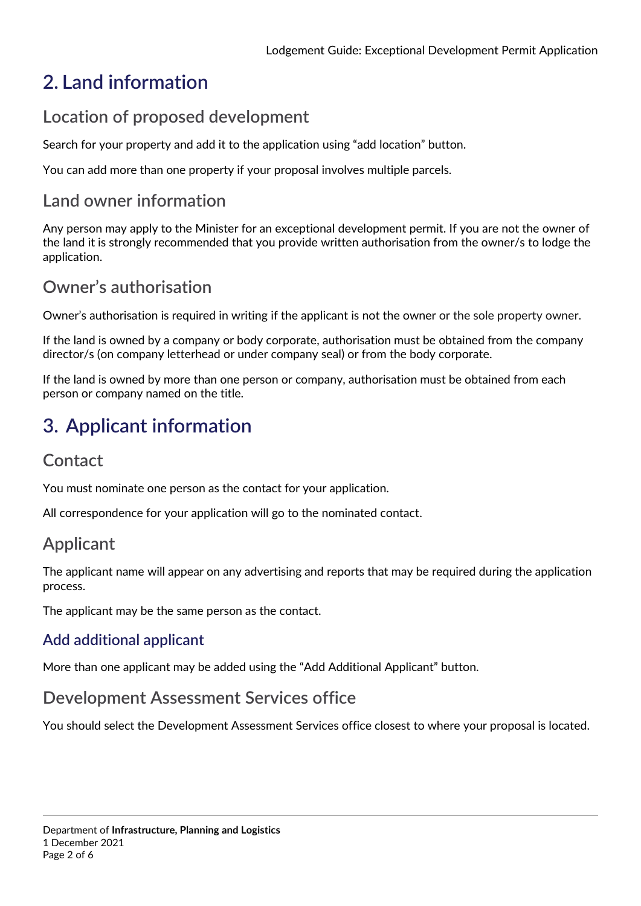# 2. Land information

## Location of proposed development

Search for your property and add it to the application using "add location" button.

You can add more than one property if your proposal involves multiple parcels.

## Land owner information

Any person may apply to the Minister for an exceptional development permit. If you are not the owner of the land it is strongly recommended that you provide written authorisation from the owner/s to lodge the application.

## Owner's authorisation

Owner's authorisation is required in writing if the applicant is not the owner or the sole property owner.

If the land is owned by a company or body corporate, authorisation must be obtained from the company director/s (on company letterhead or under company seal) or from the body corporate.

If the land is owned by more than one person or company, authorisation must be obtained from each person or company named on the title.

# 3. Applicant information

## Contact

You must nominate one person as the contact for your application.

All correspondence for your application will go to the nominated contact.

## Applicant

The applicant name will appear on any advertising and reports that may be required during the application process.

The applicant may be the same person as the contact.

### Add additional applicant

More than one applicant may be added using the "Add Additional Applicant" button.

## Development Assessment Services office

You should select the Development Assessment Services office closest to where your proposal is located.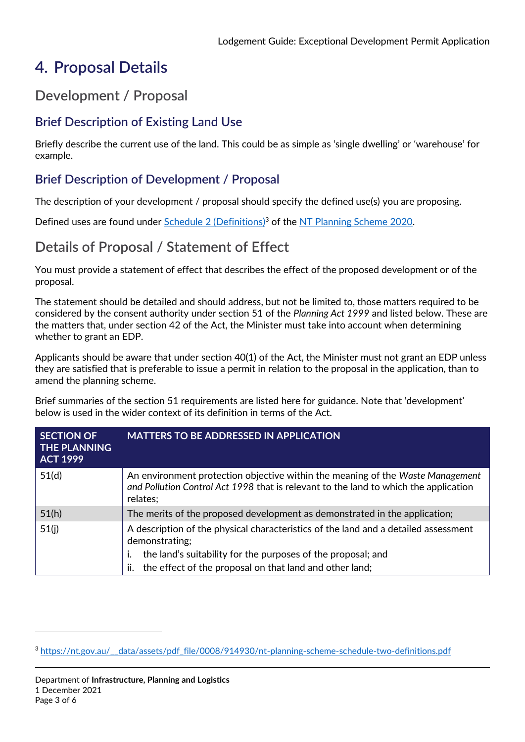# 4. Proposal Details

## Development / Proposal

### Brief Description of Existing Land Use

Briefly describe the current use of the land. This could be as simple as 'single dwelling' or 'warehouse' for example.

### Brief Description of Development / Proposal

The description of your development / proposal should specify the defined use(s) you are proposing.

Defined uses are found under [Schedule 2 (Definitions)][3] of the [NT Planning Scheme 2020](#).

## Details of Proposal / Statement of Effect

You must provide a statement of effect that describes the effect of the proposed development or of the proposal.

The statement should be detailed and should address, but not be limited to, those matters required to be considered by the consent authority under section 51 of the *Planning Act 1999* and listed below. These are the matters that, under section 42 of the Act, the Minister must take into account when determining whether to grant an EDP.

Applicants should be aware that under section 40(1) of the Act, the Minister must not grant an EDP unless they are satisfied that is preferable to issue a permit in relation to the proposal in the application, than to amend the planning scheme.

Brief summaries of the section 51 requirements are listed here for guidance. Note that 'development' below is used in the wider context of its definition in terms of the Act.

| SECTION OF THE PLANNING ACT 1999 | MATTERS TO BE ADDRESSED IN APPLICATION |
| --- | --- |
| 51(d) | An environment protection objective within the meaning of the *Waste Management and Pollution Control Act 1998* that is relevant to the land to which the application relates; |
| 51(h) | The merits of the proposed development as demonstrated in the application; |
| 51(j) | A description of the physical characteristics of the land and a detailed assessment demonstrating;<br>i. the land's suitability for the purposes of the proposal; and<br>ii. the effect of the proposal on that land and other land; |

[3] https://nt.gov.au/__data/assets/pdf_file/0008/914930/nt-planning-scheme-schedule-two-definitions.pdf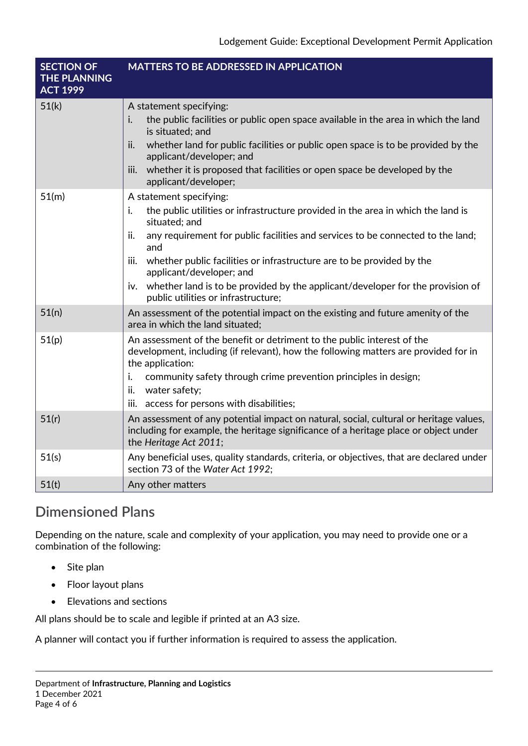| SECTION OF THE PLANNING ACT 1999 | MATTERS TO BE ADDRESSED IN APPLICATION |
|---|---|
| 51(k) | A statement specifying:<br>i. the public facilities or public open space available in the area in which the land is situated; and<br>ii. whether land for public facilities or public open space is to be provided by the applicant/developer; and<br>iii. whether it is proposed that facilities or open space be developed by the applicant/developer; |
| 51(m) | A statement specifying:<br>i. the public utilities or infrastructure provided in the area in which the land is situated; and<br>ii. any requirement for public facilities and services to be connected to the land; and<br>iii. whether public facilities or infrastructure are to be provided by the applicant/developer; and<br>iv. whether land is to be provided by the applicant/developer for the provision of public utilities or infrastructure; |
| 51(n) | An assessment of the potential impact on the existing and future amenity of the area in which the land situated; |
| 51(p) | An assessment of the benefit or detriment to the public interest of the development, including (if relevant), how the following matters are provided for in the application:<br>i. community safety through crime prevention principles in design;<br>ii. water safety;<br>iii. access for persons with disabilities; |
| 51(r) | An assessment of any potential impact on natural, social, cultural or heritage values, including for example, the heritage significance of a heritage place or object under the *Heritage Act 2011*; |
| 51(s) | Any beneficial uses, quality standards, criteria, or objectives, that are declared under section 73 of the *Water Act 1992*; |
| 51(t) | Any other matters |

## Dimensioned Plans

Depending on the nature, scale and complexity of your application, you may need to provide one or a combination of the following:

- Site plan
- Floor layout plans
- Elevations and sections

All plans should be to scale and legible if printed at an A3 size.

A planner will contact you if further information is required to assess the application.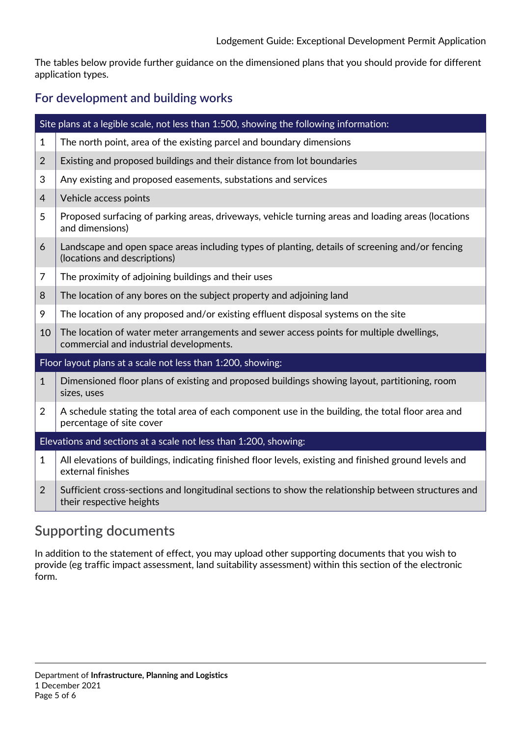The tables below provide further guidance on the dimensioned plans that you should provide for different application types.

## For development and building works

| Site plans at a legible scale, not less than 1:500, showing the following information: | |
|---|---|
| 1 | The north point, area of the existing parcel and boundary dimensions |
| 2 | Existing and proposed buildings and their distance from lot boundaries |
| 3 | Any existing and proposed easements, substations and services |
| 4 | Vehicle access points |
| 5 | Proposed surfacing of parking areas, driveways, vehicle turning areas and loading areas (locations and dimensions) |
| 6 | Landscape and open space areas including types of planting, details of screening and/or fencing (locations and descriptions) |
| 7 | The proximity of adjoining buildings and their uses |
| 8 | The location of any bores on the subject property and adjoining land |
| 9 | The location of any proposed and/or existing effluent disposal systems on the site |
| 10 | The location of water meter arrangements and sewer access points for multiple dwellings, commercial and industrial developments. |
| **Floor layout plans at a scale not less than 1:200, showing:** | |
| 1 | Dimensioned floor plans of existing and proposed buildings showing layout, partitioning, room sizes, uses |
| 2 | A schedule stating the total area of each component use in the building, the total floor area and percentage of site cover |
| **Elevations and sections at a scale not less than 1:200, showing:** | |
| 1 | All elevations of buildings, indicating finished floor levels, existing and finished ground levels and external finishes |
| 2 | Sufficient cross-sections and longitudinal sections to show the relationship between structures and their respective heights |

## Supporting documents

In addition to the statement of effect, you may upload other supporting documents that you wish to provide (eg traffic impact assessment, land suitability assessment) within this section of the electronic form.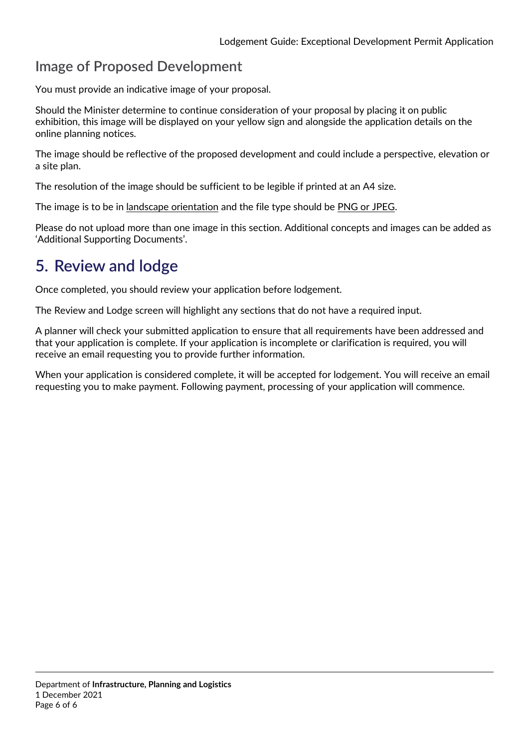## Image of Proposed Development

You must provide an indicative image of your proposal.

Should the Minister determine to continue consideration of your proposal by placing it on public exhibition, this image will be displayed on your yellow sign and alongside the application details on the online planning notices.

The image should be reflective of the proposed development and could include a perspective, elevation or a site plan.

The resolution of the image should be sufficient to be legible if printed at an A4 size.

The image is to be in landscape orientation and the file type should be PNG or JPEG.

Please do not upload more than one image in this section. Additional concepts and images can be added as 'Additional Supporting Documents'.

# 5. Review and lodge

Once completed, you should review your application before lodgement.

The Review and Lodge screen will highlight any sections that do not have a required input.

A planner will check your submitted application to ensure that all requirements have been addressed and that your application is complete. If your application is incomplete or clarification is required, you will receive an email requesting you to provide further information.

When your application is considered complete, it will be accepted for lodgement. You will receive an email requesting you to make payment. Following payment, processing of your application will commence.